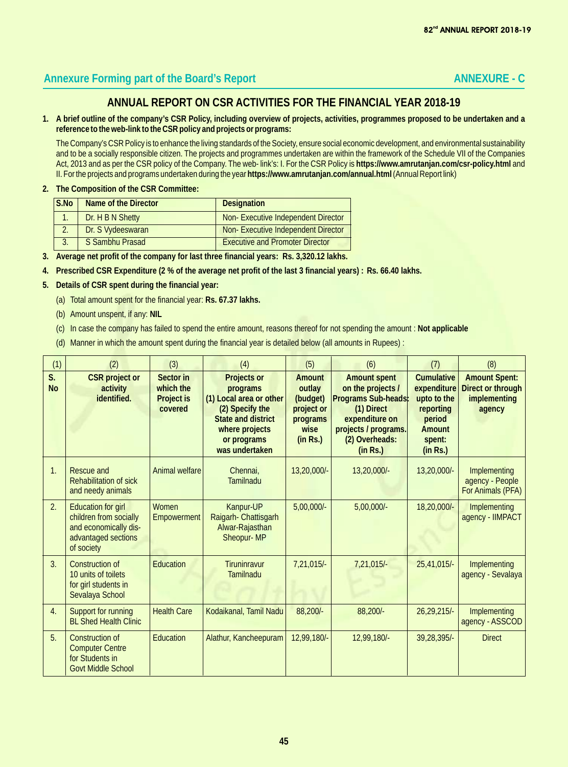## Annexure Forming part of the Board's Report

## ANNEXURE - C

# ANNUAL REPORT ON CSR ACTIVITIES FOR THE FINANCIAL YEAR 2018-19

**1. A brief outline of the company's CSR Policy, including overview of projects, activities, programmes proposed to be undertaken and a reference to the web-link to the CSR policy and projects or programs:**

The Company's CSR Policy is to enhance the living standards of the Society, ensure social economic development, and environmental sustainability and to be a socially responsible citizen. The projects and programmes undertaken are within the framework of the Schedule VII of the Companies Act, 2013 and as per the CSR policy of the Company. The web- link's: I. For the CSR Policy is **https://www.amrutanjan.com/csr-policy.html** and II. For the projects and programs undertaken during the year **https://www.amrutanjan.com/annual.html** (Annual Report link)

**2. The Composition of the CSR Committee:**

| S.No | Name of the Director | Designation |
|---|---|---|
| 1. | Dr. H B N Shetty | Non- Executive Independent Director |
| 2. | Dr. S Vydeeswaran | Non- Executive Independent Director |
| 3. | S Sambhu Prasad | Executive and Promoter Director |

**3. Average net profit of the company for last three financial years: Rs. 3,320.12 lakhs.**

**4. Prescribed CSR Expenditure (2 % of the average net profit of the last 3 financial years) : Rs. 66.40 lakhs.**

**5. Details of CSR spent during the financial year:**

(a) Total amount spent for the financial year: **Rs. 67.37 lakhs.**

(b) Amount unspent, if any: **NIL**

(c) In case the company has failed to spend the entire amount, reasons thereof for not spending the amount : **Not applicable**

(d) Manner in which the amount spent during the financial year is detailed below (all amounts in Rupees) :

| (1) | (2) | (3) | (4) | (5) | (6) | (7) | (8) |
|---|---|---|---|---|---|---|---|
| **S. No** | **CSR project or activity identified.** | **Sector in which the Project is covered** | **Projects or programs (1) Local area or other (2) Specify the State and district where projects or programs was undertaken** | **Amount outlay (budget) project or programs wise (in Rs.)** | **Amount spent on the projects / Programs Sub-heads: (1) Direct expenditure on projects / programs. (2) Overheads: (in Rs.)** | **Cumulative expenditure upto to the reporting period Amount spent: (in Rs.)** | **Amount Spent: Direct or through implementing agency** |
| 1. | Rescue and Rehabilitation of sick and needy animals | Animal welfare | Chennai, Tamilnadu | 13,20,000/- | 13,20,000/- | 13,20,000/- | Implementing agency - People For Animals (PFA) |
| 2. | Education for girl children from socially and economically dis-advantaged sections of society | Women Empowerment | Kanpur-UP Raigarh- Chattisgarh Alwar-Rajasthan Sheopur- MP | 5,00,000/- | 5,00,000/- | 18,20,000/- | Implementing agency - IIMPACT |
| 3. | Construction of 10 units of toilets for girl students in Sevalaya School | Education | Tiruninravur Tamilnadu | 7,21,015/- | 7,21,015/- | 25,41,015/- | Implementing agency - Sevalaya |
| 4. | Support for running BL Shed Health Clinic | Health Care | Kodaikanal, Tamil Nadu | 88,200/- | 88,200/- | 26,29,215/- | Implementing agency - ASSCOD |
| 5. | Construction of Computer Centre for Students in Govt Middle School | Education | Alathur, Kancheepuram | 12,99,180/- | 12,99,180/- | 39,28,395/- | Direct |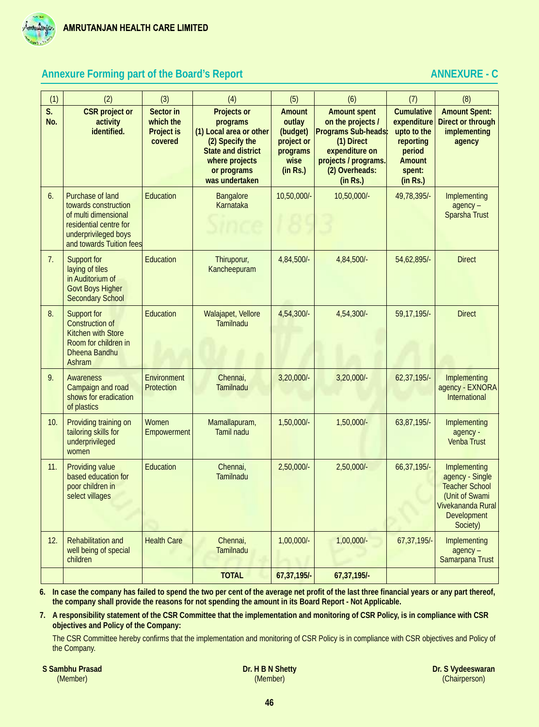## Annexure Forming part of the Board's Report

## ANNEXURE - C

| (1) | (2) | (3) | (4) | (5) | (6) | (7) | (8) |
|---|---|---|---|---|---|---|---|
| **S. No.** | **CSR project or activity identified.** | **Sector in which the Project is covered** | **Projects or programs (1) Local area or other (2) Specify the State and district where projects or programs was undertaken** | **Amount outlay (budget) project or programs wise (in Rs.)** | **Amount spent on the projects / Programs Sub-heads: (1) Direct expenditure on projects / programs. (2) Overheads: (in Rs.)** | **Cumulative expenditure upto to the reporting period Amount spent: (in Rs.)** | **Amount Spent: Direct or through implementing agency** |
| 6. | Purchase of land towards construction of multi dimensional residential centre for underprivileged boys and towards Tuition fees | Education | Bangalore Karnataka | 10,50,000/- | 10,50,000/- | 49,78,395/- | Implementing agency – Sparsha Trust |
| 7. | Support for laying of tiles in Auditorium of Govt Boys Higher Secondary School | Education | Thiruporur, Kancheepuram | 4,84,500/- | 4,84,500/- | 54,62,895/- | Direct |
| 8. | Support for Construction of Kitchen with Store Room for children in Dheena Bandhu Ashram | Education | Walajapet, Vellore Tamilnadu | 4,54,300/- | 4,54,300/- | 59,17,195/- | Direct |
| 9. | Awareness Campaign and road shows for eradication of plastics | Environment Protection | Chennai, Tamilnadu | 3,20,000/- | 3,20,000/- | 62,37,195/- | Implementing agency - EXNORA International |
| 10. | Providing training on tailoring skills for underprivileged women | Women Empowerment | Mamallapuram, Tamil nadu | 1,50,000/- | 1,50,000/- | 63,87,195/- | Implementing agency - Venba Trust |
| 11. | Providing value based education for poor children in select villages | Education | Chennai, Tamilnadu | 2,50,000/- | 2,50,000/- | 66,37,195/- | Implementing agency - Single Teacher School (Unit of Swami Vivekananda Rural Development Society) |
| 12. | Rehabilitation and well being of special children | Health Care | Chennai, Tamilnadu | 1,00,000/- | 1,00,000/- | 67,37,195/- | Implementing agency – Samarpana Trust |
| | | | **TOTAL** | **67,37,195/-** | **67,37,195/-** | | |

6. **In case the company has failed to spend the two per cent of the average net profit of the last three financial years or any part thereof, the company shall provide the reasons for not spending the amount in its Board Report - Not Applicable.**

7. **A responsibility statement of the CSR Committee that the implementation and monitoring of CSR Policy, is in compliance with CSR objectives and Policy of the Company:**

   The CSR Committee hereby confirms that the implementation and monitoring of CSR Policy is in compliance with CSR objectives and Policy of the Company.

**S Sambhu Prasad**
(Member)

**Dr. H B N Shetty**
(Member)

**Dr. S Vydeeswaran**
(Chairperson)